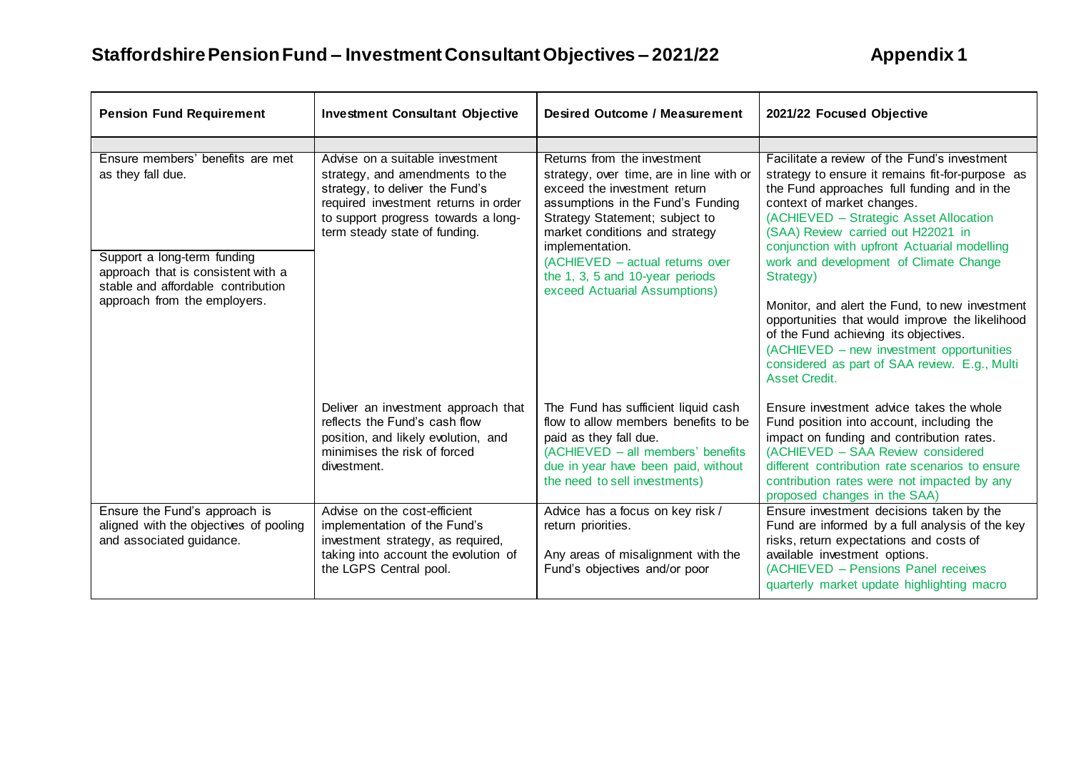# Staffordshire Pension Fund – Investment Consultant Objectives – 2021/22

**Appendix 1**

| Pension Fund Requirement | Investment Consultant Objective | Desired Outcome / Measurement | 2021/22 Focused Objective |
|---|---|---|---|
| | | | |
| Ensure members' benefits are met as they fall due.<br><br>Support a long-term funding approach that is consistent with a stable and affordable contribution approach from the employers. | Advise on a suitable investment strategy, and amendments to the strategy, to deliver the Fund's required investment returns in order to support progress towards a long-term steady state of funding. | Returns from the investment strategy, over time, are in line with or exceed the investment return assumptions in the Fund's Funding Strategy Statement; subject to market conditions and strategy implementation.<br>(ACHIEVED – actual returns over the 1, 3, 5 and 10-year periods exceed Actuarial Assumptions) | Facilitate a review of the Fund's investment strategy to ensure it remains fit-for-purpose as the Fund approaches full funding and in the context of market changes.<br>(ACHIEVED – Strategic Asset Allocation (SAA) Review carried out H22021 in conjunction with upfront Actuarial modelling work and development of Climate Change Strategy)<br><br>Monitor, and alert the Fund, to new investment opportunities that would improve the likelihood of the Fund achieving its objectives.<br>(ACHIEVED – new investment opportunities considered as part of SAA review. E.g., Multi Asset Credit. |
| | Deliver an investment approach that reflects the Fund's cash flow position, and likely evolution, and minimises the risk of forced divestment. | The Fund has sufficient liquid cash flow to allow members benefits to be paid as they fall due.<br>(ACHIEVED – all members' benefits due in year have been paid, without the need to sell investments) | Ensure investment advice takes the whole Fund position into account, including the impact on funding and contribution rates.<br>(ACHIEVED – SAA Review considered different contribution rate scenarios to ensure contribution rates were not impacted by any proposed changes in the SAA) |
| Ensure the Fund's approach is aligned with the objectives of pooling and associated guidance. | Advise on the cost-efficient implementation of the Fund's investment strategy, as required, taking into account the evolution of the LGPS Central pool. | Advice has a focus on key risk / return priorities.<br><br>Any areas of misalignment with the Fund's objectives and/or poor | Ensure investment decisions taken by the Fund are informed by a full analysis of the key risks, return expectations and costs of available investment options.<br>(ACHIEVED – Pensions Panel receives quarterly market update highlighting macro |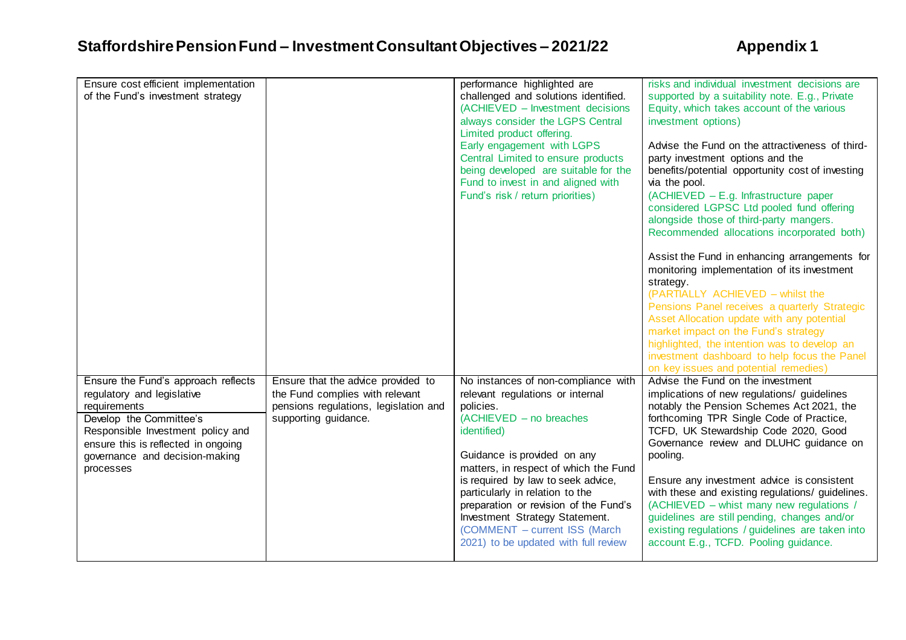# Staffordshire Pension Fund – Investment Consultant Objectives – 2021/22

## Appendix 1

| | | | |
|---|---|---|---|
| Ensure cost efficient implementation of the Fund's investment strategy | | performance highlighted are challenged and solutions identified. (ACHIEVED – Investment decisions always consider the LGPS Central Limited product offering. Early engagement with LGPS Central Limited to ensure products being developed are suitable for the Fund to invest in and aligned with Fund's risk / return priorities) | risks and individual investment decisions are supported by a suitability note. E.g., Private Equity, which takes account of the various investment options)<br><br>Advise the Fund on the attractiveness of third-party investment options and the benefits/potential opportunity cost of investing via the pool.<br>(ACHIEVED – E.g. Infrastructure paper considered LGPSC Ltd pooled fund offering alongside those of third-party mangers. Recommended allocations incorporated both)<br><br>Assist the Fund in enhancing arrangements for monitoring implementation of its investment strategy.<br>(PARTIALLY ACHIEVED – whilst the Pensions Panel receives a quarterly Strategic Asset Allocation update with any potential market impact on the Fund's strategy highlighted, the intention was to develop an investment dashboard to help focus the Panel on key issues and potential remedies) |
| Ensure the Fund's approach reflects regulatory and legislative requirements<br>Develop the Committee's Responsible Investment policy and ensure this is reflected in ongoing governance and decision-making processes | Ensure that the advice provided to the Fund complies with relevant pensions regulations, legislation and supporting guidance. | No instances of non-compliance with relevant regulations or internal policies.<br>(ACHIEVED – no breaches identified)<br><br>Guidance is provided on any matters, in respect of which the Fund is required by law to seek advice, particularly in relation to the preparation or revision of the Fund's Investment Strategy Statement.<br>(COMMENT – current ISS (March 2021) to be updated with full review | Advise the Fund on the investment implications of new regulations/ guidelines notably the Pension Schemes Act 2021, the forthcoming TPR Single Code of Practice, TCFD, UK Stewardship Code 2020, Good Governance review and DLUHC guidance on pooling.<br><br>Ensure any investment advice is consistent with these and existing regulations/ guidelines.<br>(ACHIEVED – whist many new regulations / guidelines are still pending, changes and/or existing regulations / guidelines are taken into account E.g., TCFD. Pooling guidance. |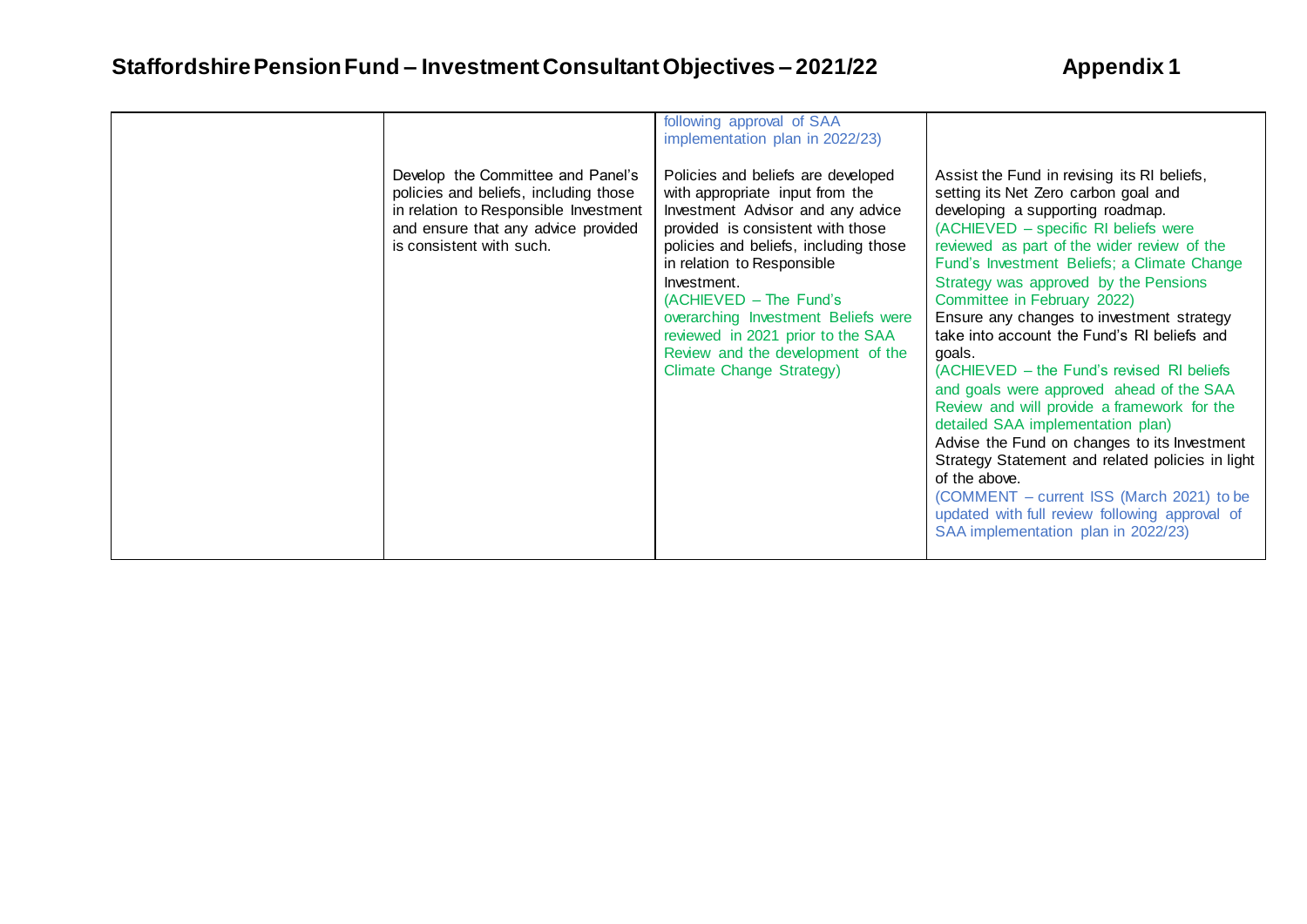# Staffordshire Pension Fund – Investment Consultant Objectives – 2021/22

**Appendix 1**

| | | | |
|---|---|---|---|
| | | following approval of SAA implementation plan in 2022/23) | |
| | Develop the Committee and Panel's policies and beliefs, including those in relation to Responsible Investment and ensure that any advice provided is consistent with such. | Policies and beliefs are developed with appropriate input from the Investment Advisor and any advice provided is consistent with those policies and beliefs, including those in relation to Responsible Investment.<br>(ACHIEVED – The Fund's overarching Investment Beliefs were reviewed in 2021 prior to the SAA Review and the development of the Climate Change Strategy) | Assist the Fund in revising its RI beliefs, setting its Net Zero carbon goal and developing a supporting roadmap.<br>(ACHIEVED – specific RI beliefs were reviewed as part of the wider review of the Fund's Investment Beliefs; a Climate Change Strategy was approved by the Pensions Committee in February 2022)<br>Ensure any changes to investment strategy take into account the Fund's RI beliefs and goals.<br>(ACHIEVED – the Fund's revised RI beliefs and goals were approved ahead of the SAA Review and will provide a framework for the detailed SAA implementation plan)<br>Advise the Fund on changes to its Investment Strategy Statement and related policies in light of the above.<br>(COMMENT – current ISS (March 2021) to be updated with full review following approval of SAA implementation plan in 2022/23) |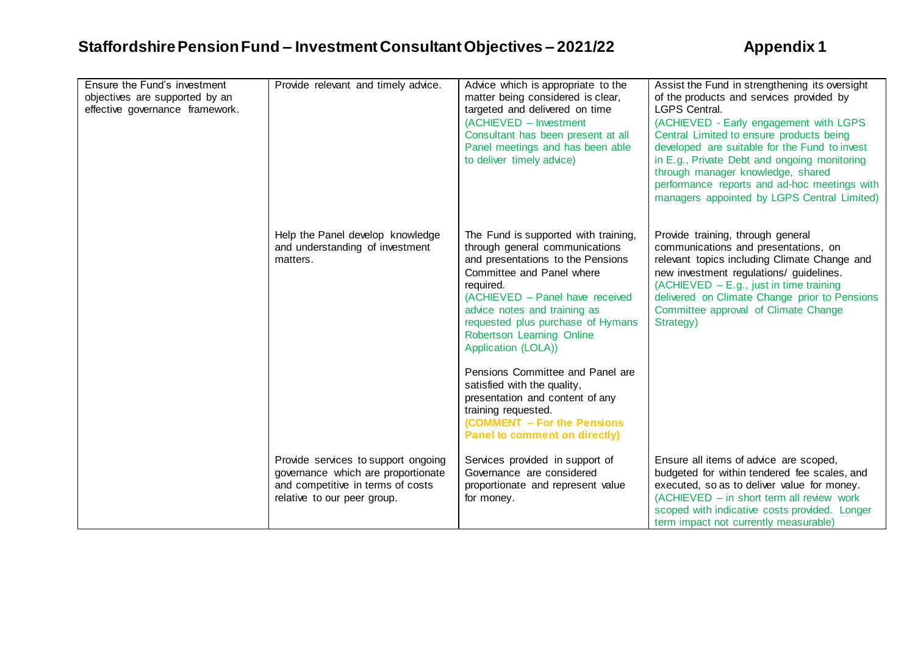# Staffordshire Pension Fund – Investment Consultant Objectives – 2021/22

**Appendix 1**

| | | | |
|---|---|---|---|
| Ensure the Fund's investment objectives are supported by an effective governance framework. | Provide relevant and timely advice. | Advice which is appropriate to the matter being considered is clear, targeted and delivered on time (ACHIEVED – Investment Consultant has been present at all Panel meetings and has been able to deliver timely advice) | Assist the Fund in strengthening its oversight of the products and services provided by LGPS Central. (ACHIEVED - Early engagement with LGPS Central Limited to ensure products being developed are suitable for the Fund to invest in E.g., Private Debt and ongoing monitoring through manager knowledge, shared performance reports and ad-hoc meetings with managers appointed by LGPS Central Limited) |
| | Help the Panel develop knowledge and understanding of investment matters. | The Fund is supported with training, through general communications and presentations to the Pensions Committee and Panel where required. (ACHIEVED – Panel have received advice notes and training as requested plus purchase of Hymans Robertson Learning Online Application (LOLA)) <br><br> Pensions Committee and Panel are satisfied with the quality, presentation and content of any training requested. **(COMMENT – For the Pensions Panel to comment on directly)** | Provide training, through general communications and presentations, on relevant topics including Climate Change and new investment regulations/ guidelines. (ACHIEVED – E.g., just in time training delivered on Climate Change prior to Pensions Committee approval of Climate Change Strategy) |
| | Provide services to support ongoing governance which are proportionate and competitive in terms of costs relative to our peer group. | Services provided in support of Governance are considered proportionate and represent value for money. | Ensure all items of advice are scoped, budgeted for within tendered fee scales, and executed, so as to deliver value for money. (ACHIEVED – in short term all review work scoped with indicative costs provided. Longer term impact not currently measurable) |